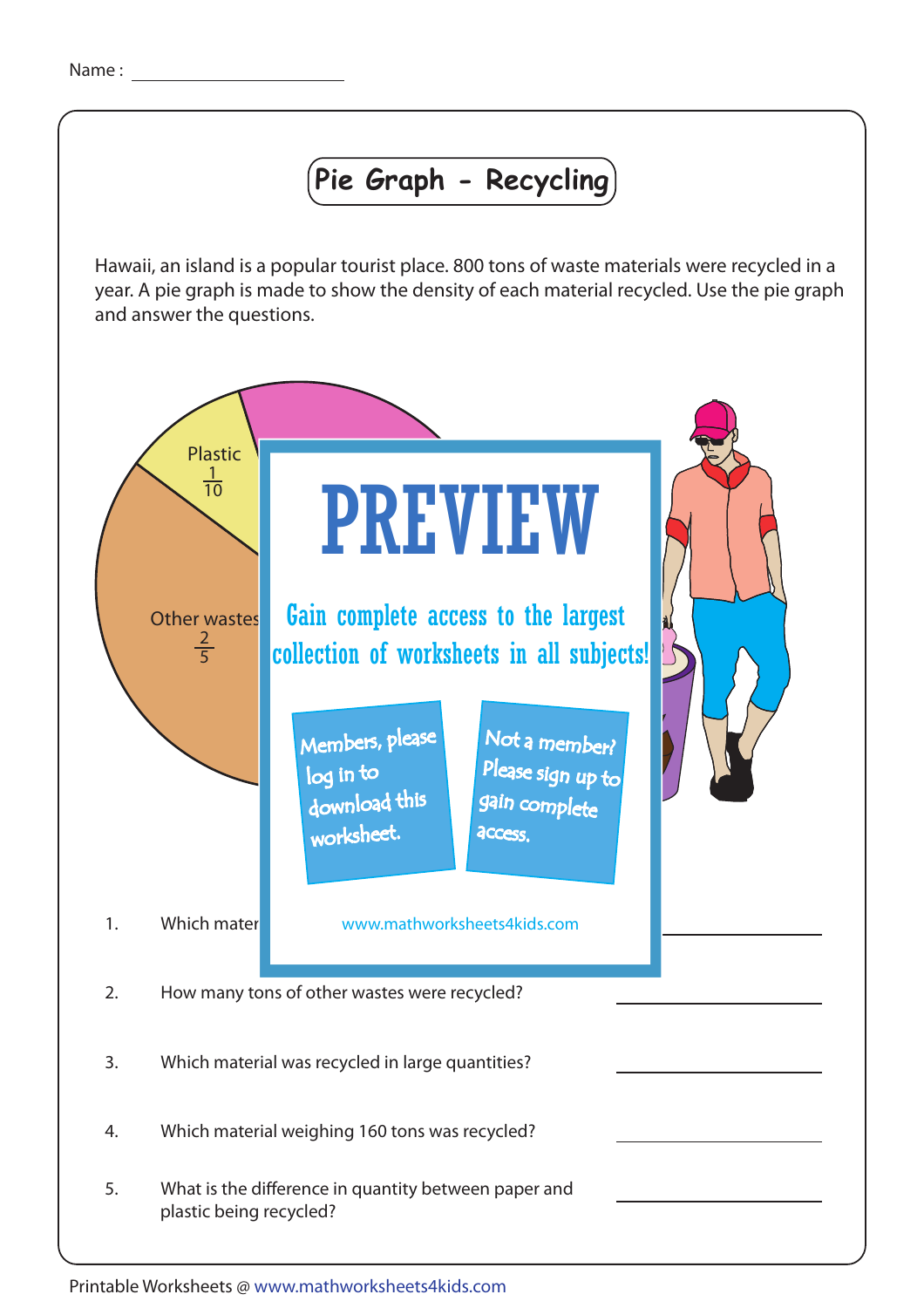Name : ____________________

# Pie Graph - Recycling

Hawaii, an island is a popular tourist place. 800 tons of waste materials were recycled in a year. A pie graph is made to show the density of each material recycled. Use the pie graph and answer the questions.

Plastic $\frac{1}{10}$

Other wastes $\frac{2}{5}$

PREVIEW

Gain complete access to the largest collection of worksheets in all subjects!

Members, please log in to download this worksheet.

Not a member? Please sign up to gain complete access.

www.mathworksheets4kids.com

1. Which mater ____________________

2. How many tons of other wastes were recycled? ____________________

3. Which material was recycled in large quantities? ____________________

4. Which material weighing 160 tons was recycled? ____________________

5. What is the difference in quantity between paper and plastic being recycled? ____________________

Printable Worksheets @ www.mathworksheets4kids.com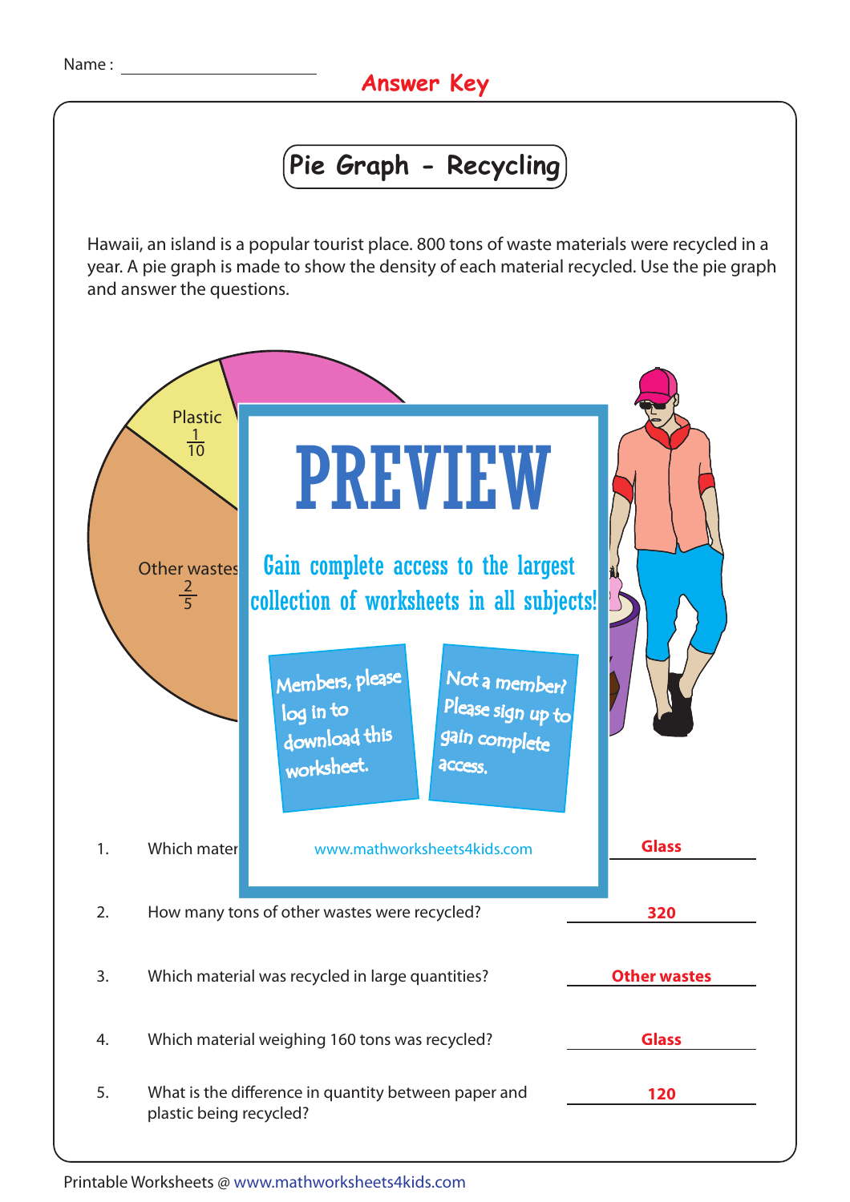Name : ____________________

**Answer Key**

# Pie Graph - Recycling

Hawaii, an island is a popular tourist place. 800 tons of waste materials were recycled in a year. A pie graph is made to show the density of each material recycled. Use the pie graph and answer the questions.

Plastic
$\frac{1}{10}$

Other wastes
$\frac{2}{5}$

PREVIEW

Gain complete access to the largest collection of worksheets in all subjects!

Members, please log in to download this worksheet.

Not a member? Please sign up to gain complete access.

www.mathworksheets4kids.com

1. Which mater **Glass**
2. How many tons of other wastes were recycled? **320**
3. Which material was recycled in large quantities? **Other wastes**
4. Which material weighing 160 tons was recycled? **Glass**
5. What is the difference in quantity between paper and plastic being recycled? **120**

Printable Worksheets @ www.mathworksheets4kids.com